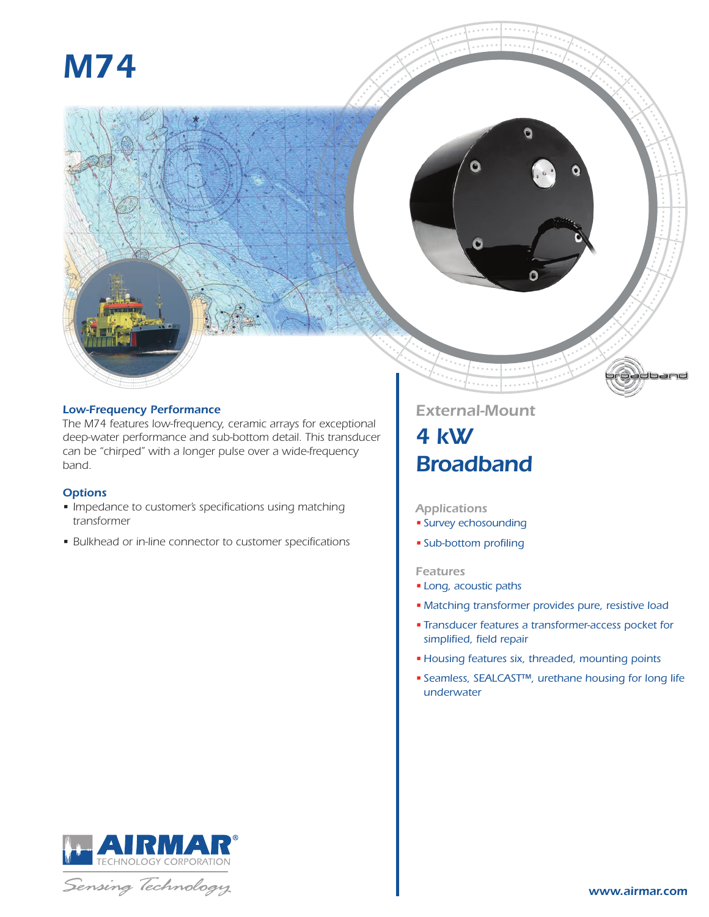# M74

## External-Mount

## 4 kW Broadband

### Low-Frequency Performance

The M74 features low-frequency, ceramic arrays for exceptional deep-water performance and sub-bottom detail. This transducer can be "chirped" with a longer pulse over a wide-frequency band.

### Options

- Impedance to customer's specifications using matching transformer
- Bulkhead or in-line connector to customer specifications

### Applications

- Survey echosounding
- Sub-bottom profiling

### Features

- Long, acoustic paths
- Matching transformer provides pure, resistive load
- Transducer features a transformer-access pocket for simplified, field repair
- Housing features six, threaded, mounting points
- Seamless, SEALCAST™, urethane housing for long life underwater

AIRMAR® TECHNOLOGY CORPORATION

Sensing Technology

www.airmar.com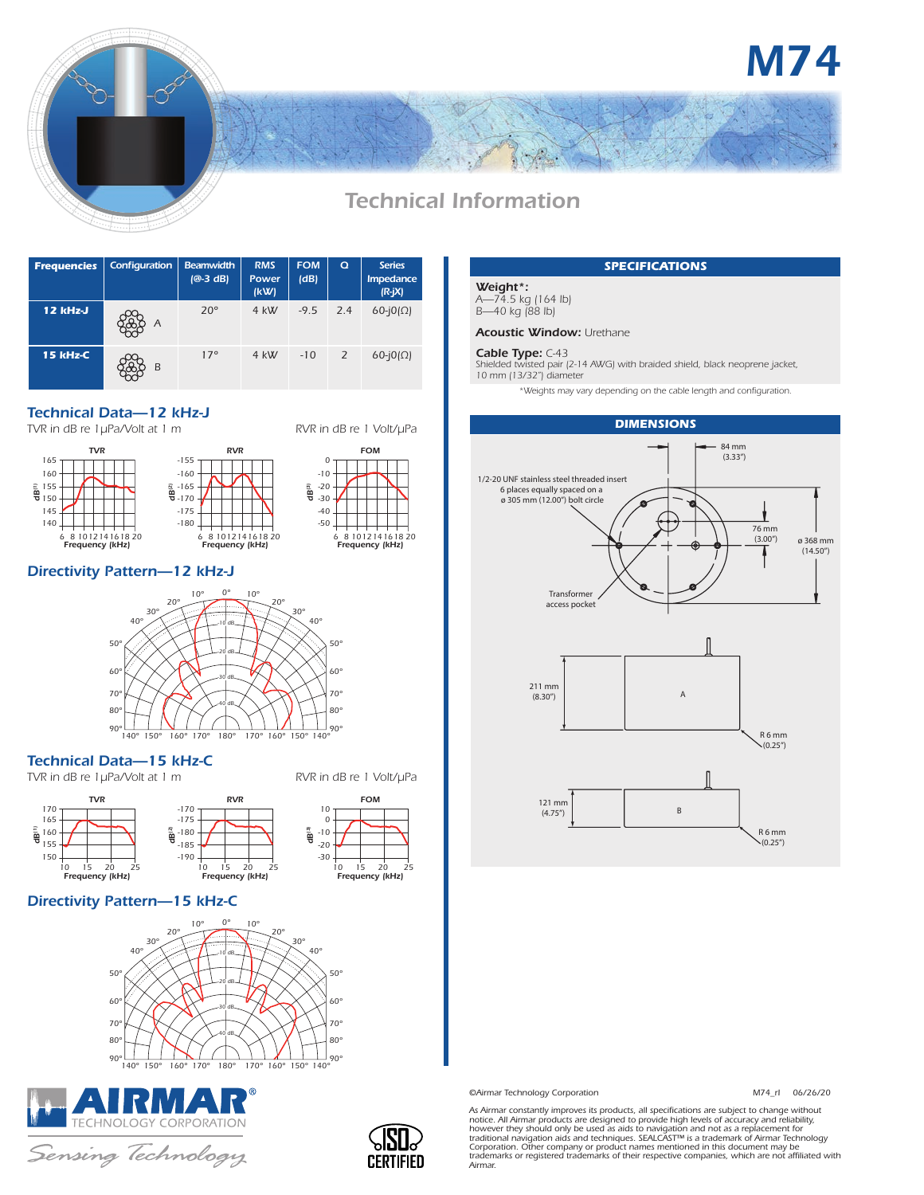# M74

## Technical Information

| Frequencies | Configuration | Beamwidth (@-3 dB) | RMS Power (kW) | FOM (dB) | Q | Series Impedance (R-jX) |
|---|---|---|---|---|---|---|
| 12 kHz-J | A | 20° | 4 kW | -9.5 | 2.4 | 60-j0(Ω) |
| 15 kHz-C | B | 17° | 4 kW | -10 | 2 | 60-j0(Ω) |

## Technical Data—12 kHz-J

TVR in dB re 1μPa/Volt at 1 m

RVR in dB re 1 Volt/μPa

TVR
165
160
155
150
145
140
dB
6 8 10 12 14 16 18 20
Frequency (kHz)

RVR
-155
-160
-165
-170
-175
-180
dB
6 8 10 12 14 16 18 20
Frequency (kHz)

FOM
0
-10
-20
-30
-40
-50
dB
6 8 10 12 14 16 18 20
Frequency (kHz)

## Directivity Pattern—12 kHz-J

0° 10° 20° 30° 40° 50° 60° 70° 80° 90°
-10 dB -20 dB -30 dB -40 dB
140° 150° 160° 170° 180° 170° 160° 150° 140°

## Technical Data—15 kHz-C

TVR in dB re 1μPa/Volt at 1 m

RVR in dB re 1 Volt/μPa

TVR
170
165
160
155
150
dB
10 15 20 25
Frequency (kHz)

RVR
-170
-175
-180
-185
-190
dB
10 15 20 25
Frequency (kHz)

FOM
10
0
-10
-20
-30
dB
10 15 20 25
Frequency (kHz)

## Directivity Pattern—15 kHz-C

0° 10° 20° 30° 40° 50° 60° 70° 80° 90°
-10 dB -20 dB -30 dB -40 dB
140° 150° 160° 170° 180° 170° 160° 150° 140°

## SPECIFICATIONS

**Weight*:**
A—74.5 kg (164 lb)
B—40 kg (88 lb)

**Acoustic Window:** Urethane

**Cable Type:** C-43
Shielded twisted pair (2-14 AWG) with braided shield, black neoprene jacket, 10 mm (13/32") diameter

*Weights may vary depending on the cable length and configuration.

## DIMENSIONS

84 mm (3.33")

1/2-20 UNF stainless steel threaded insert 6 places equally spaced on a ø 305 mm (12.00") bolt circle

76 mm (3.00")

ø 368 mm (14.50")

Transformer access pocket

211 mm (8.30")

A

R 6 mm (0.25")

121 mm (4.75")

B

R 6 mm (0.25")

AIRMAR® TECHNOLOGY CORPORATION

Sensing Technology

ISO CERTIFIED

©Airmar Technology Corporation

M74_rl 06/26/20

As Airmar constantly improves its products, all specifications are subject to change without notice. All Airmar products are designed to provide high levels of accuracy and reliability, however they should only be used as aids to navigation and not as a replacement for traditional navigation aids and techniques. SEALCAST™ is a trademark of Airmar Technology Corporation. Other company or product names mentioned in this document may be trademarks or registered trademarks of their respective companies, which are not affiliated with Airmar.